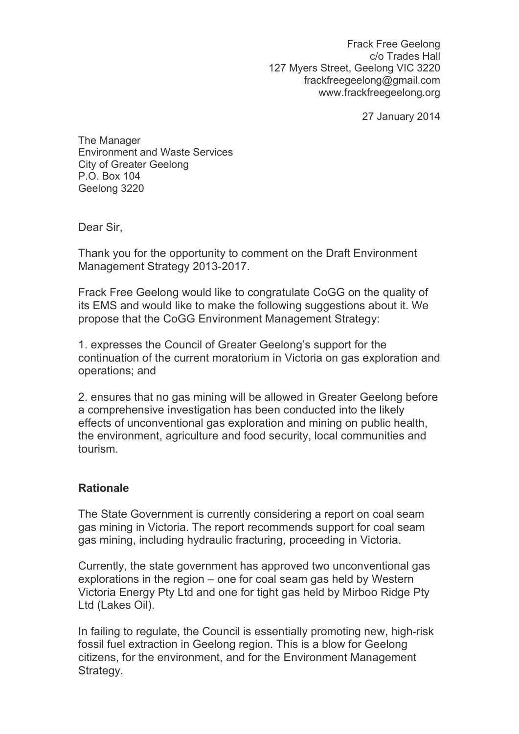Frack Free Geelong
c/o Trades Hall
127 Myers Street, Geelong VIC 3220
frackfreegeelong@gmail.com
www.frackfreegeelong.org

27 January 2014

The Manager
Environment and Waste Services
City of Greater Geelong
P.O. Box 104
Geelong 3220

Dear Sir,

Thank you for the opportunity to comment on the Draft Environment Management Strategy 2013-2017.

Frack Free Geelong would like to congratulate CoGG on the quality of its EMS and would like to make the following suggestions about it. We propose that the CoGG Environment Management Strategy:

1. expresses the Council of Greater Geelong's support for the continuation of the current moratorium in Victoria on gas exploration and operations; and

2. ensures that no gas mining will be allowed in Greater Geelong before a comprehensive investigation has been conducted into the likely effects of unconventional gas exploration and mining on public health, the environment, agriculture and food security, local communities and tourism.

**Rationale**

The State Government is currently considering a report on coal seam gas mining in Victoria. The report recommends support for coal seam gas mining, including hydraulic fracturing, proceeding in Victoria.

Currently, the state government has approved two unconventional gas explorations in the region – one for coal seam gas held by Western Victoria Energy Pty Ltd and one for tight gas held by Mirboo Ridge Pty Ltd (Lakes Oil).

In failing to regulate, the Council is essentially promoting new, high-risk fossil fuel extraction in Geelong region. This is a blow for Geelong citizens, for the environment, and for the Environment Management Strategy.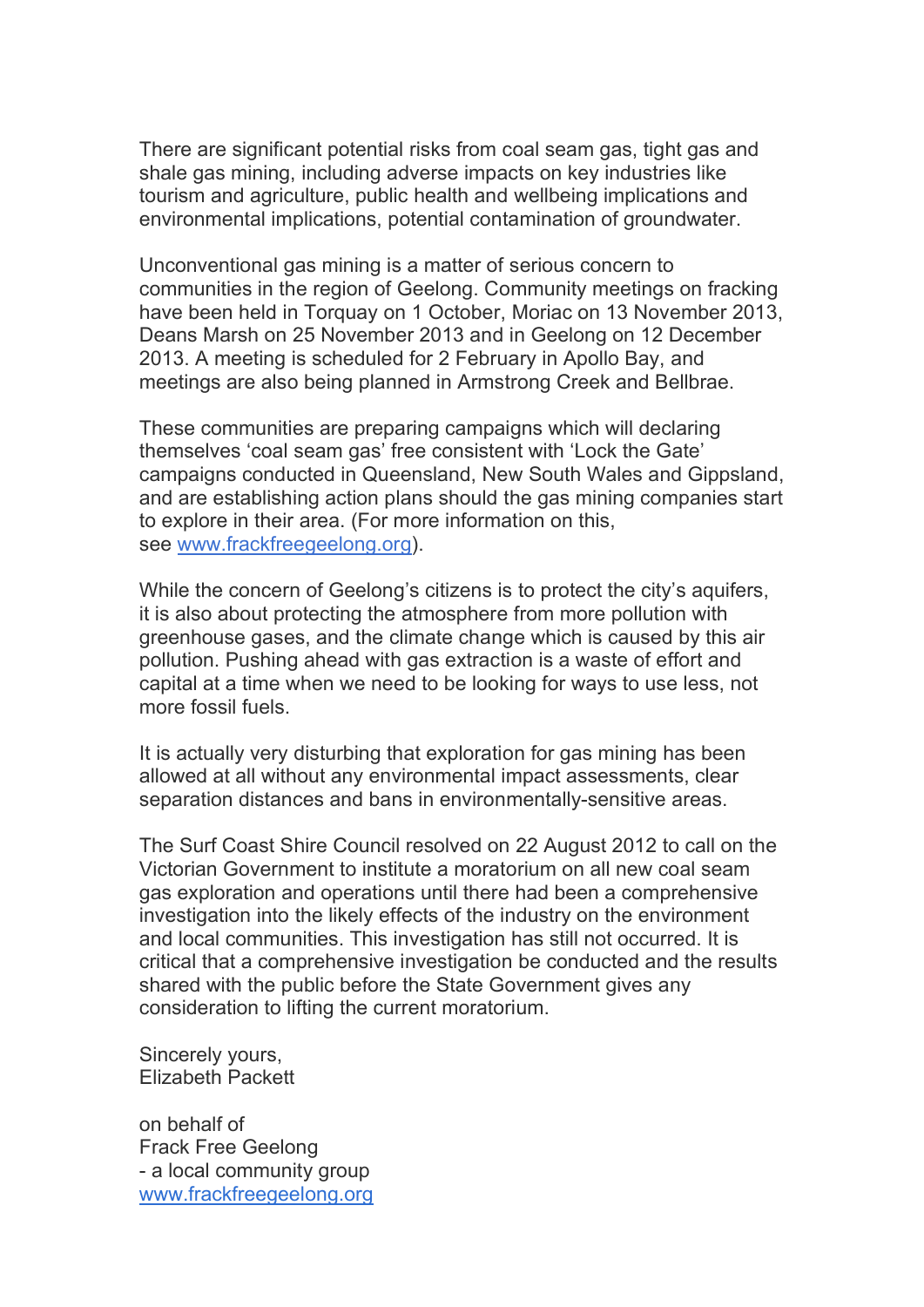There are significant potential risks from coal seam gas, tight gas and shale gas mining, including adverse impacts on key industries like tourism and agriculture, public health and wellbeing implications and environmental implications, potential contamination of groundwater.

Unconventional gas mining is a matter of serious concern to communities in the region of Geelong. Community meetings on fracking have been held in Torquay on 1 October, Moriac on 13 November 2013, Deans Marsh on 25 November 2013 and in Geelong on 12 December 2013. A meeting is scheduled for 2 February in Apollo Bay, and meetings are also being planned in Armstrong Creek and Bellbrae.

These communities are preparing campaigns which will declaring themselves 'coal seam gas' free consistent with 'Lock the Gate' campaigns conducted in Queensland, New South Wales and Gippsland, and are establishing action plans should the gas mining companies start to explore in their area. (For more information on this, see [www.frackfreegeelong.org](http://www.frackfreegeelong.org)).

While the concern of Geelong's citizens is to protect the city's aquifers, it is also about protecting the atmosphere from more pollution with greenhouse gases, and the climate change which is caused by this air pollution. Pushing ahead with gas extraction is a waste of effort and capital at a time when we need to be looking for ways to use less, not more fossil fuels.

It is actually very disturbing that exploration for gas mining has been allowed at all without any environmental impact assessments, clear separation distances and bans in environmentally-sensitive areas.

The Surf Coast Shire Council resolved on 22 August 2012 to call on the Victorian Government to institute a moratorium on all new coal seam gas exploration and operations until there had been a comprehensive investigation into the likely effects of the industry on the environment and local communities. This investigation has still not occurred. It is critical that a comprehensive investigation be conducted and the results shared with the public before the State Government gives any consideration to lifting the current moratorium.

Sincerely yours,
Elizabeth Packett

on behalf of
Frack Free Geelong
- a local community group
[www.frackfreegeelong.org](http://www.frackfreegeelong.org)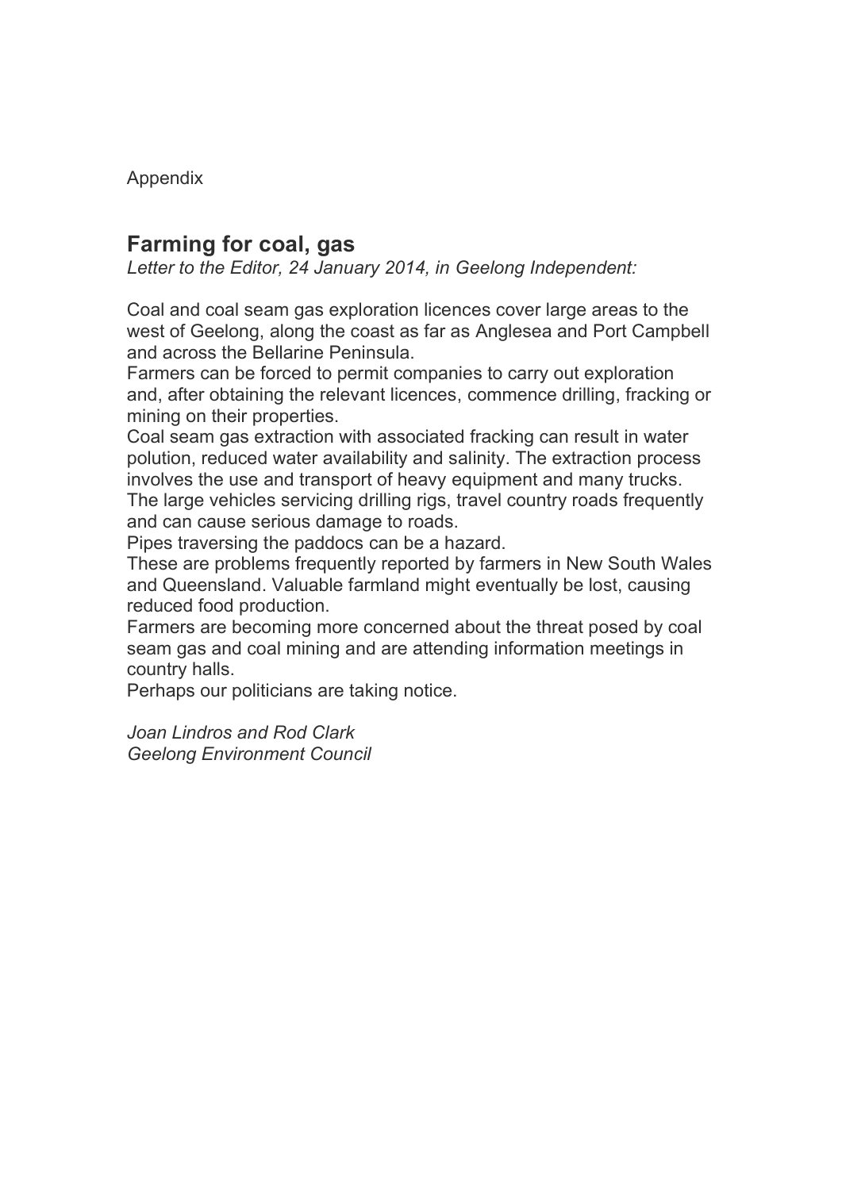Appendix

## Farming for coal, gas

*Letter to the Editor, 24 January 2014, in Geelong Independent:*

Coal and coal seam gas exploration licences cover large areas to the west of Geelong, along the coast as far as Anglesea and Port Campbell and across the Bellarine Peninsula.

Farmers can be forced to permit companies to carry out exploration and, after obtaining the relevant licences, commence drilling, fracking or mining on their properties.

Coal seam gas extraction with associated fracking can result in water polution, reduced water availability and salinity. The extraction process involves the use and transport of heavy equipment and many trucks.

The large vehicles servicing drilling rigs, travel country roads frequently and can cause serious damage to roads.

Pipes traversing the paddocs can be a hazard.

These are problems frequently reported by farmers in New South Wales and Queensland. Valuable farmland might eventually be lost, causing reduced food production.

Farmers are becoming more concerned about the threat posed by coal seam gas and coal mining and are attending information meetings in country halls.

Perhaps our politicians are taking notice.

*Joan Lindros and Rod Clark*
*Geelong Environment Council*